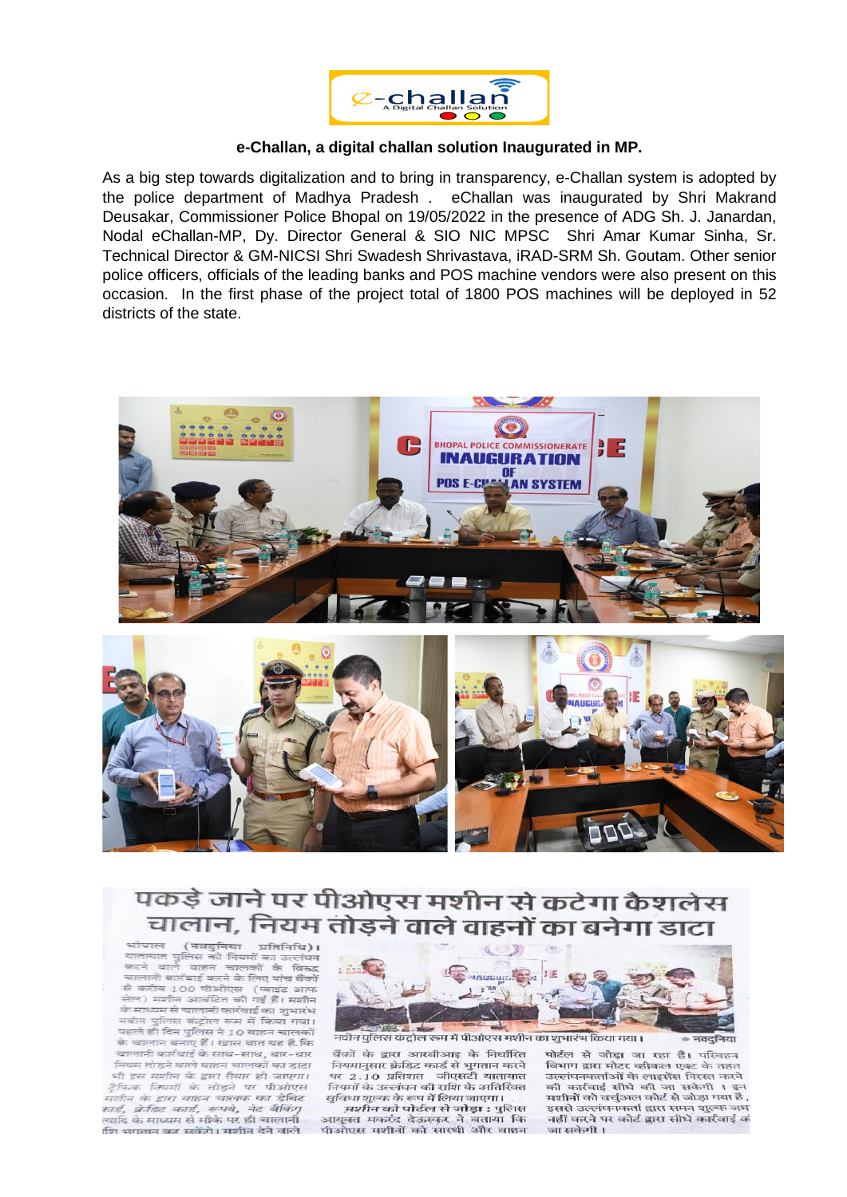e-challan
A Digital Challan Solution

**e-Challan, a digital challan solution Inaugurated in MP.**

As a big step towards digitalization and to bring in transparency, e-Challan system is adopted by the police department of Madhya Pradesh . eChallan was inaugurated by Shri Makrand Deusakar, Commissioner Police Bhopal on 19/05/2022 in the presence of ADG Sh. J. Janardan, Nodal eChallan-MP, Dy. Director General & SIO NIC MPSC Shri Amar Kumar Sinha, Sr. Technical Director & GM-NICSI Shri Swadesh Shrivastava, iRAD-SRM Sh. Goutam. Other senior police officers, officials of the leading banks and POS machine vendors were also present on this occasion. In the first phase of the project total of 1800 POS machines will be deployed in 52 districts of the state.

BHOPAL POLICE COMMISSIONERATE
INAUGURATION OF POS E-CHALLAN SYSTEM

## पकड़े जाने पर पीओएस मशीन से कटेगा कैशलेस चालान, नियम तोड़ने वाले वाहनों का बनेगा डाटा

भोपाल (नवदुनिया प्रतिनिधि)। यातायात पुलिस को नियमों का उल्लंघन करने वाले वाहन चालकों के विरुद्ध चालानी कार्रवाई करने के लिए पांच बैंकों से करीब 100 पीओएस (प्वाइंट आफ सेल) मशीन आवंटित की गई हैं। मशीन के माध्यम से चालानी कार्रवाई का शुभारंभ नवीन पुलिस कंट्रोल रूम में किया गया। पहले ही दिन पुलिस ने 10 वाहन चालकों के चालान बनाए हैं। खास बात यह है कि चालानी कार्रवाई के साथ-साथ, बार-बार नियम तोड़ने वाले वाहन चालकों का डाटा भी इस मशीन के द्वारा तैयार हो जाएगा। ट्रैफिक नियमों के तोड़ने पर पीओएस मशीन के द्वारा वाहन चालक का डेबिट कार्ड, क्रेडिट कार्ड, रुपये, नेट बैंकिंग इत्यादि के माध्यम से मौके पर ही चालानी राशि भुगतान कर सकेंगे। मशीन देने वाले बैंकों के द्वारा आरबीआइ के निर्धारित नियमानुसार क्रेडिट कार्ड से भुगतान करने पर 2.10 प्रतिशत जीएसटी यातायात नियमों के उल्लंघन की राशि के अतिरिक्त सुविधा शुल्क के रूप में लिया जाएगा।

नवीन पुलिस कंट्रोल रूम में पीओएस मशीन का शुभारंभ किया गया। • नवदुनिया

**मशीन को पोर्टल से जोड़ा :** पुलिस आयुक्त मकरंद देऊस्कर ने बताया कि पीओएस मशीनों को सारथी और वाहन पोर्टल से जोड़ा जा रहा है। परिवहन विभाग द्वारा मोटर व्हीकल एक्ट के तहत उल्लंघनकर्ताओं के लाइसेंस निरस्त करने की कार्रवाई सीधे की जा सकेगी। इन मशीनों को वर्चुअल कोर्ट से जोड़ा गया है, इससे उल्लंघनकर्ता द्वारा समन शुल्क जमा नहीं करने पर कोर्ट द्वारा सीधे कार्रवाई की जा सकेगी।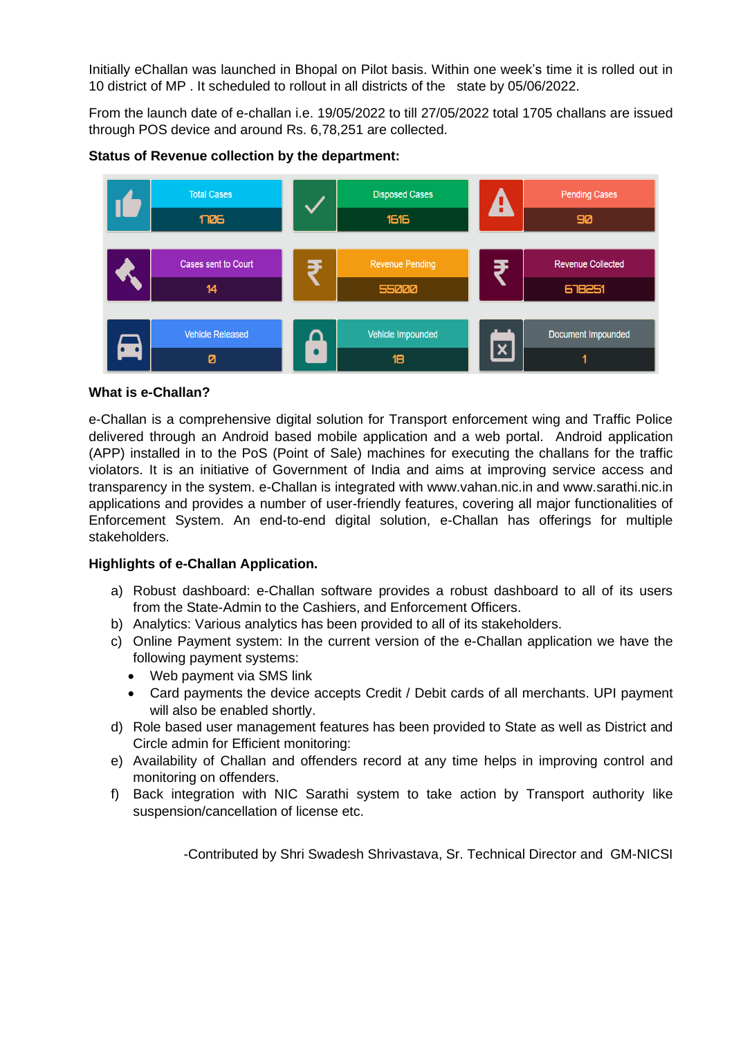Initially eChallan was launched in Bhopal on Pilot basis. Within one week's time it is rolled out in 10 district of MP . It scheduled to rollout in all districts of the state by 05/06/2022.

From the launch date of e-challan i.e. 19/05/2022 to till 27/05/2022 total 1705 challans are issued through POS device and around Rs. 6,78,251 are collected.

**Status of Revenue collection by the department:**

| | | |
|---|---|---|
| Total Cases 1706 | Disposed Cases 1616 | Pending Cases 90 |
| Cases sent to Court 14 | Revenue Pending 55000 | Revenue Collected 678251 |
| Vehicle Released 0 | Vehicle Impounded 18 | Document Impounded 1 |

**What is e-Challan?**

e-Challan is a comprehensive digital solution for Transport enforcement wing and Traffic Police delivered through an Android based mobile application and a web portal. Android application (APP) installed in to the PoS (Point of Sale) machines for executing the challans for the traffic violators. It is an initiative of Government of India and aims at improving service access and transparency in the system. e-Challan is integrated with www.vahan.nic.in and www.sarathi.nic.in applications and provides a number of user-friendly features, covering all major functionalities of Enforcement System. An end-to-end digital solution, e-Challan has offerings for multiple stakeholders.

**Highlights of e-Challan Application.**

a) Robust dashboard: e-Challan software provides a robust dashboard to all of its users from the State-Admin to the Cashiers, and Enforcement Officers.
b) Analytics: Various analytics has been provided to all of its stakeholders.
c) Online Payment system: In the current version of the e-Challan application we have the following payment systems:
   - Web payment via SMS link
   - Card payments the device accepts Credit / Debit cards of all merchants. UPI payment will also be enabled shortly.
d) Role based user management features has been provided to State as well as District and Circle admin for Efficient monitoring:
e) Availability of Challan and offenders record at any time helps in improving control and monitoring on offenders.
f) Back integration with NIC Sarathi system to take action by Transport authority like suspension/cancellation of license etc.

-Contributed by Shri Swadesh Shrivastava, Sr. Technical Director and GM-NICSI